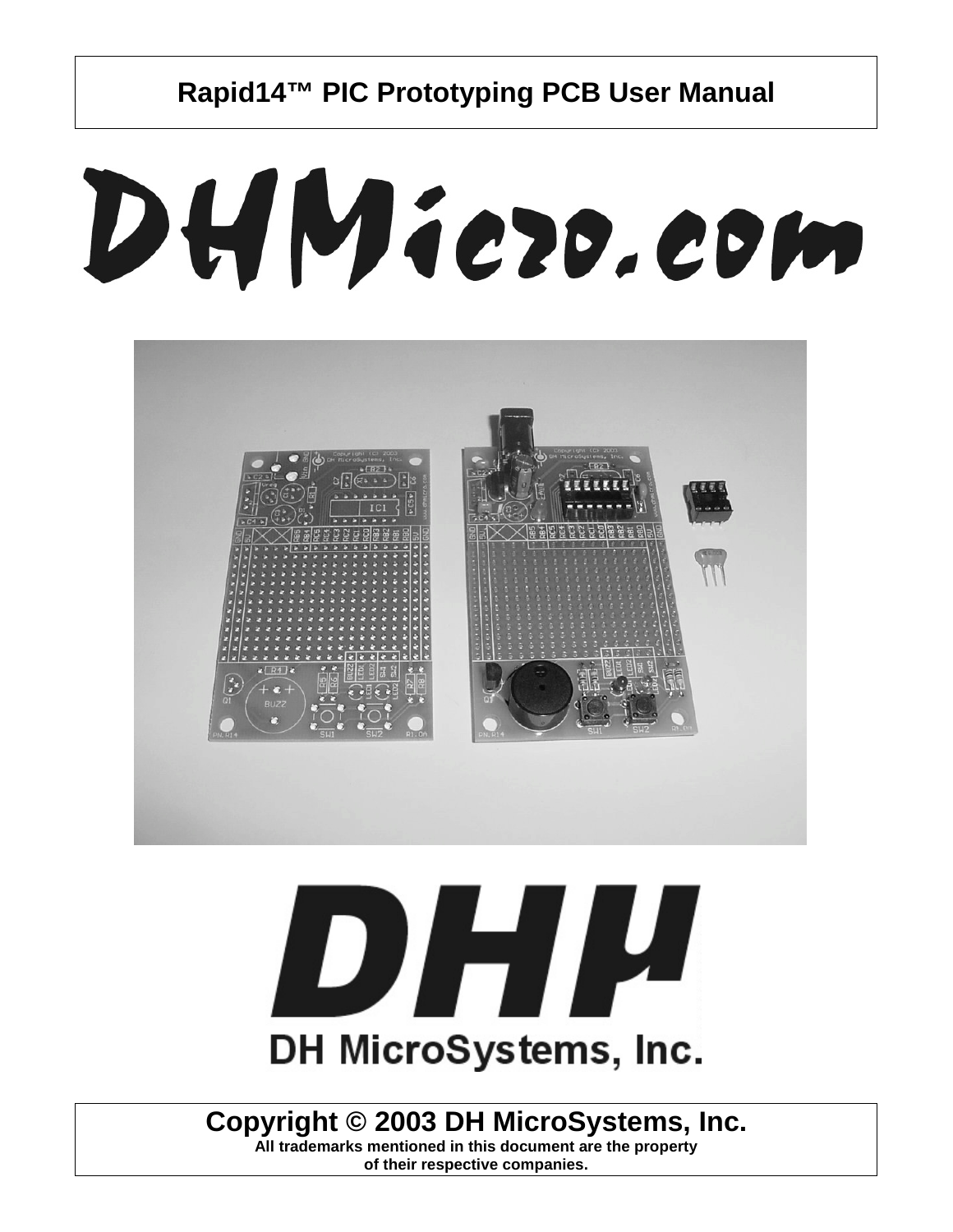# Rapid14™ PIC Prototyping PCB User Manual

DHMicro.com

DH MicroSystems, Inc.

**Copyright © 2003 DH MicroSystems, Inc.**

**All trademarks mentioned in this document are the property of their respective companies.**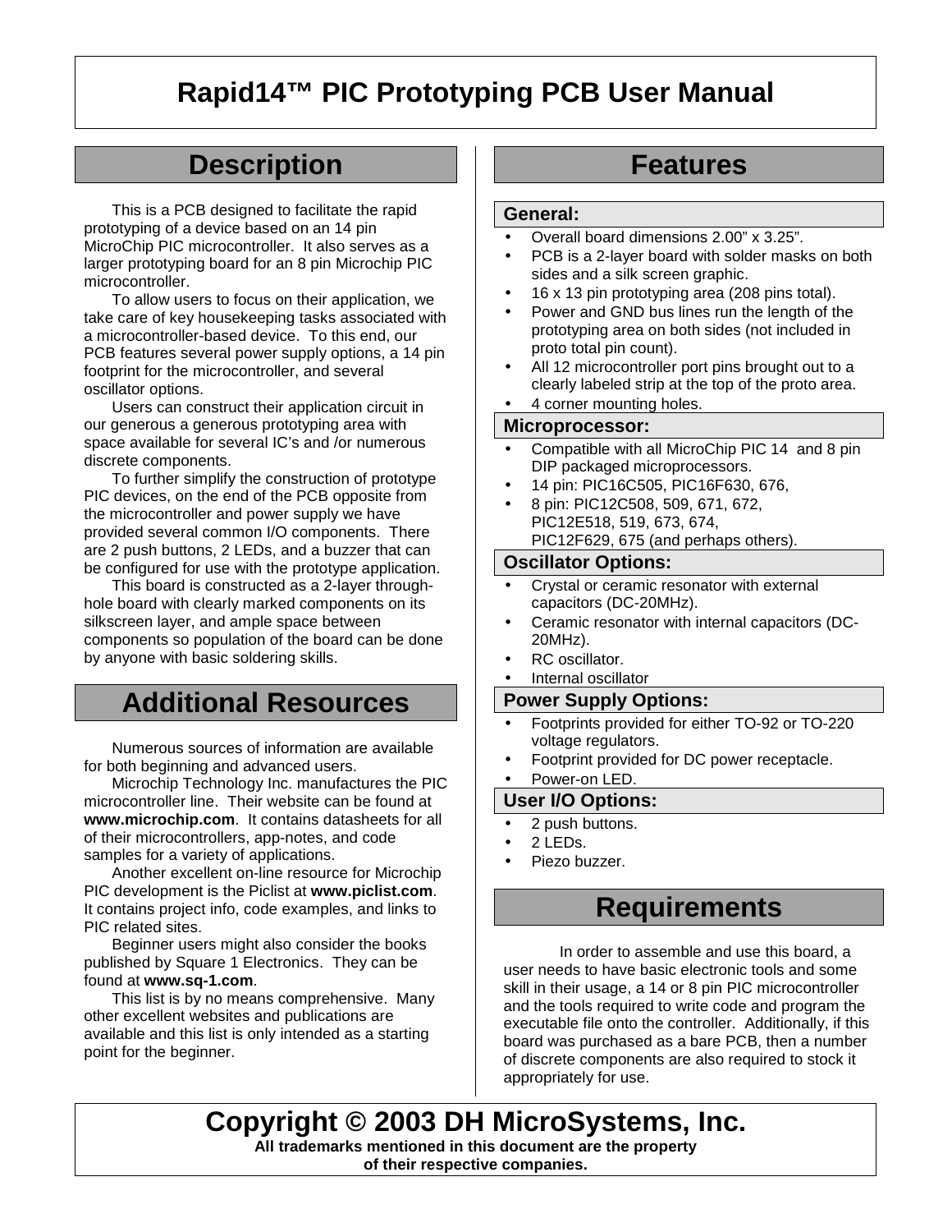# Rapid14™ PIC Prototyping PCB User Manual

## Description

This is a PCB designed to facilitate the rapid prototyping of a device based on an 14 pin MicroChip PIC microcontroller. It also serves as a larger prototyping board for an 8 pin Microchip PIC microcontroller.

To allow users to focus on their application, we take care of key housekeeping tasks associated with a microcontroller-based device. To this end, our PCB features several power supply options, a 14 pin footprint for the microcontroller, and several oscillator options.

Users can construct their application circuit in our generous a generous prototyping area with space available for several IC's and /or numerous discrete components.

To further simplify the construction of prototype PIC devices, on the end of the PCB opposite from the microcontroller and power supply we have provided several common I/O components. There are 2 push buttons, 2 LEDs, and a buzzer that can be configured for use with the prototype application.

This board is constructed as a 2-layer through-hole board with clearly marked components on its silkscreen layer, and ample space between components so population of the board can be done by anyone with basic soldering skills.

## Additional Resources

Numerous sources of information are available for both beginning and advanced users.

Microchip Technology Inc. manufactures the PIC microcontroller line. Their website can be found at **www.microchip.com**. It contains datasheets for all of their microcontrollers, app-notes, and code samples for a variety of applications.

Another excellent on-line resource for Microchip PIC development is the Piclist at **www.piclist.com**. It contains project info, code examples, and links to PIC related sites.

Beginner users might also consider the books published by Square 1 Electronics. They can be found at **www.sq-1.com**.

This list is by no means comprehensive. Many other excellent websites and publications are available and this list is only intended as a starting point for the beginner.

## Features

### General:

- Overall board dimensions 2.00" x 3.25".
- PCB is a 2-layer board with solder masks on both sides and a silk screen graphic.
- 16 x 13 pin prototyping area (208 pins total).
- Power and GND bus lines run the length of the prototyping area on both sides (not included in proto total pin count).
- All 12 microcontroller port pins brought out to a clearly labeled strip at the top of the proto area.
- 4 corner mounting holes.

### Microprocessor:

- Compatible with all MicroChip PIC 14 and 8 pin DIP packaged microprocessors.
- 14 pin: PIC16C505, PIC16F630, 676,
- 8 pin: PIC12C508, 509, 671, 672, PIC12E518, 519, 673, 674, PIC12F629, 675 (and perhaps others).

### Oscillator Options:

- Crystal or ceramic resonator with external capacitors (DC-20MHz).
- Ceramic resonator with internal capacitors (DC-20MHz).
- RC oscillator.
- Internal oscillator

### Power Supply Options:

- Footprints provided for either TO-92 or TO-220 voltage regulators.
- Footprint provided for DC power receptacle.
- Power-on LED.

### User I/O Options:

- 2 push buttons.
- 2 LEDs.
- Piezo buzzer.

## Requirements

In order to assemble and use this board, a user needs to have basic electronic tools and some skill in their usage, a 14 or 8 pin PIC microcontroller and the tools required to write code and program the executable file onto the controller. Additionally, if this board was purchased as a bare PCB, then a number of discrete components are also required to stock it appropriately for use.

**Copyright © 2003 DH MicroSystems, Inc.**

**All trademarks mentioned in this document are the property of their respective companies.**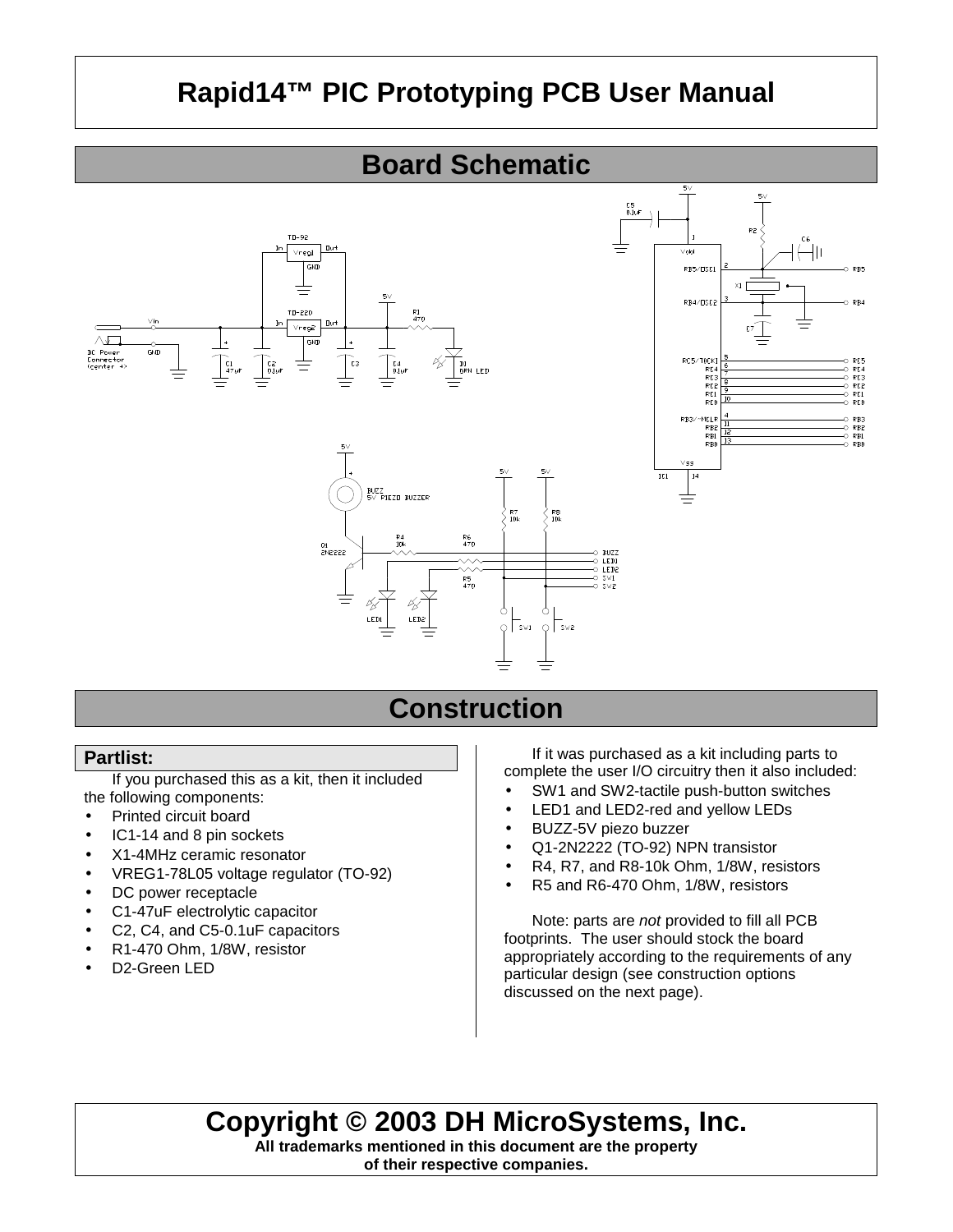# Rapid14™ PIC Prototyping PCB User Manual

## Board Schematic

## Construction

### Partlist:

If you purchased this as a kit, then it included the following components:

- Printed circuit board
- IC1-14 and 8 pin sockets
- X1-4MHz ceramic resonator
- VREG1-78L05 voltage regulator (TO-92)
- DC power receptacle
- C1-47uF electrolytic capacitor
- C2, C4, and C5-0.1uF capacitors
- R1-470 Ohm, 1/8W, resistor
- D2-Green LED

If it was purchased as a kit including parts to complete the user I/O circuitry then it also included:

- SW1 and SW2-tactile push-button switches
- LED1 and LED2-red and yellow LEDs
- BUZZ-5V piezo buzzer
- Q1-2N2222 (TO-92) NPN transistor
- R4, R7, and R8-10k Ohm, 1/8W, resistors
- R5 and R6-470 Ohm, 1/8W, resistors

Note: parts are *not* provided to fill all PCB footprints. The user should stock the board appropriately according to the requirements of any particular design (see construction options discussed on the next page).

**Copyright © 2003 DH MicroSystems, Inc.**
**All trademarks mentioned in this document are the property of their respective companies.**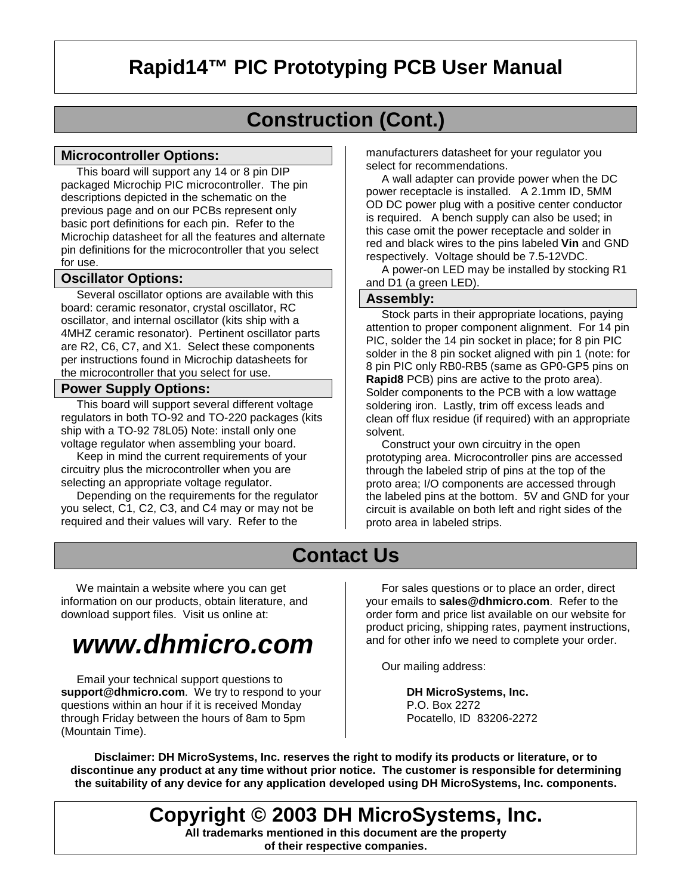# Rapid14™ PIC Prototyping PCB User Manual

## Construction (Cont.)

### Microcontroller Options:

This board will support any 14 or 8 pin DIP packaged Microchip PIC microcontroller. The pin descriptions depicted in the schematic on the previous page and on our PCBs represent only basic port definitions for each pin. Refer to the Microchip datasheet for all the features and alternate pin definitions for the microcontroller that you select for use.

### Oscillator Options:

Several oscillator options are available with this board: ceramic resonator, crystal oscillator, RC oscillator, and internal oscillator (kits ship with a 4MHZ ceramic resonator). Pertinent oscillator parts are R2, C6, C7, and X1. Select these components per instructions found in Microchip datasheets for the microcontroller that you select for use.

### Power Supply Options:

This board will support several different voltage regulators in both TO-92 and TO-220 packages (kits ship with a TO-92 78L05) Note: install only one voltage regulator when assembling your board.

Keep in mind the current requirements of your circuitry plus the microcontroller when you are selecting an appropriate voltage regulator.

Depending on the requirements for the regulator you select, C1, C2, C3, and C4 may or may not be required and their values will vary. Refer to the manufacturers datasheet for your regulator you select for recommendations.

A wall adapter can provide power when the DC power receptacle is installed. A 2.1mm ID, 5MM OD DC power plug with a positive center conductor is required. A bench supply can also be used; in this case omit the power receptacle and solder in red and black wires to the pins labeled **Vin** and GND respectively. Voltage should be 7.5-12VDC.

A power-on LED may be installed by stocking R1 and D1 (a green LED).

### Assembly:

Stock parts in their appropriate locations, paying attention to proper component alignment. For 14 pin PIC, solder the 14 pin socket in place; for 8 pin PIC solder in the 8 pin socket aligned with pin 1 (note: for 8 pin PIC only RB0-RB5 (same as GP0-GP5 pins on **Rapid8** PCB) pins are active to the proto area). Solder components to the PCB with a low wattage soldering iron. Lastly, trim off excess leads and clean off flux residue (if required) with an appropriate solvent.

Construct your own circuitry in the open prototyping area. Microcontroller pins are accessed through the labeled strip of pins at the top of the proto area; I/O components are accessed through the labeled pins at the bottom. 5V and GND for your circuit is available on both left and right sides of the proto area in labeled strips.

## Contact Us

We maintain a website where you can get information on our products, obtain literature, and download support files. Visit us online at:

***www.dhmicro.com***

Email your technical support questions to **support@dhmicro.com**. We try to respond to your questions within an hour if it is received Monday through Friday between the hours of 8am to 5pm (Mountain Time).

For sales questions or to place an order, direct your emails to **sales@dhmicro.com**. Refer to the order form and price list available on our website for product pricing, shipping rates, payment instructions, and for other info we need to complete your order.

Our mailing address:

**DH MicroSystems, Inc.**
P.O. Box 2272
Pocatello, ID 83206-2272

**Disclaimer: DH MicroSystems, Inc. reserves the right to modify its products or literature, or to discontinue any product at any time without prior notice. The customer is responsible for determining the suitability of any device for any application developed using DH MicroSystems, Inc. components.**

## Copyright © 2003 DH MicroSystems, Inc.

**All trademarks mentioned in this document are the property of their respective companies.**